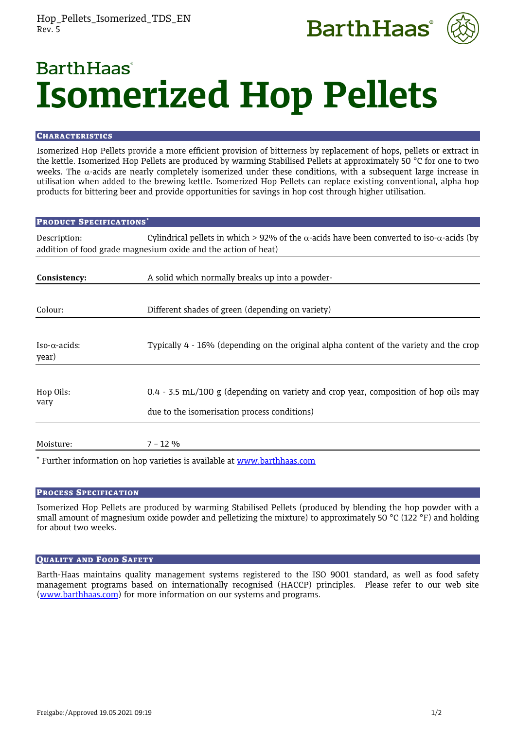Hop_Pellets_Isomerized_TDS_EN
Rev. 5

BarthHaas

# BarthHaas Isomerized Hop Pellets

## Characteristics

Isomerized Hop Pellets provide a more efficient provision of bitterness by replacement of hops, pellets or extract in the kettle. Isomerized Hop Pellets are produced by warming Stabilised Pellets at approximately 50 °C for one to two weeks. The $\alpha$-acids are nearly completely isomerized under these conditions, with a subsequent large increase in utilisation when added to the brewing kettle. Isomerized Hop Pellets can replace existing conventional, alpha hop products for bittering beer and provide opportunities for savings in hop cost through higher utilisation.

## Product Specifications*

| | |
|---|---|
| Description: | Cylindrical pellets in which > 92% of the $\alpha$-acids have been converted to iso-$\alpha$-acids (by addition of food grade magnesium oxide and the action of heat) |
| **Consistency:** | A solid which normally breaks up into a powder- |
| Colour: | Different shades of green (depending on variety) |
| Iso-$\alpha$-acids: | Typically 4 - 16% (depending on the original alpha content of the variety and the crop year) |
| Hop Oils: | 0.4 - 3.5 mL/100 g (depending on variety and crop year, composition of hop oils may vary due to the isomerisation process conditions) |
| Moisture: | 7 – 12 % |

* Further information on hop varieties is available at www.barthhaas.com

## Process Specification

Isomerized Hop Pellets are produced by warming Stabilised Pellets (produced by blending the hop powder with a small amount of magnesium oxide powder and pelletizing the mixture) to approximately 50 °C (122 °F) and holding for about two weeks.

## Quality and Food Safety

Barth-Haas maintains quality management systems registered to the ISO 9001 standard, as well as food safety management programs based on internationally recognised (HACCP) principles. Please refer to our web site (www.barthhaas.com) for more information on our systems and programs.

Freigabe:/Approved 19.05.2021 09:19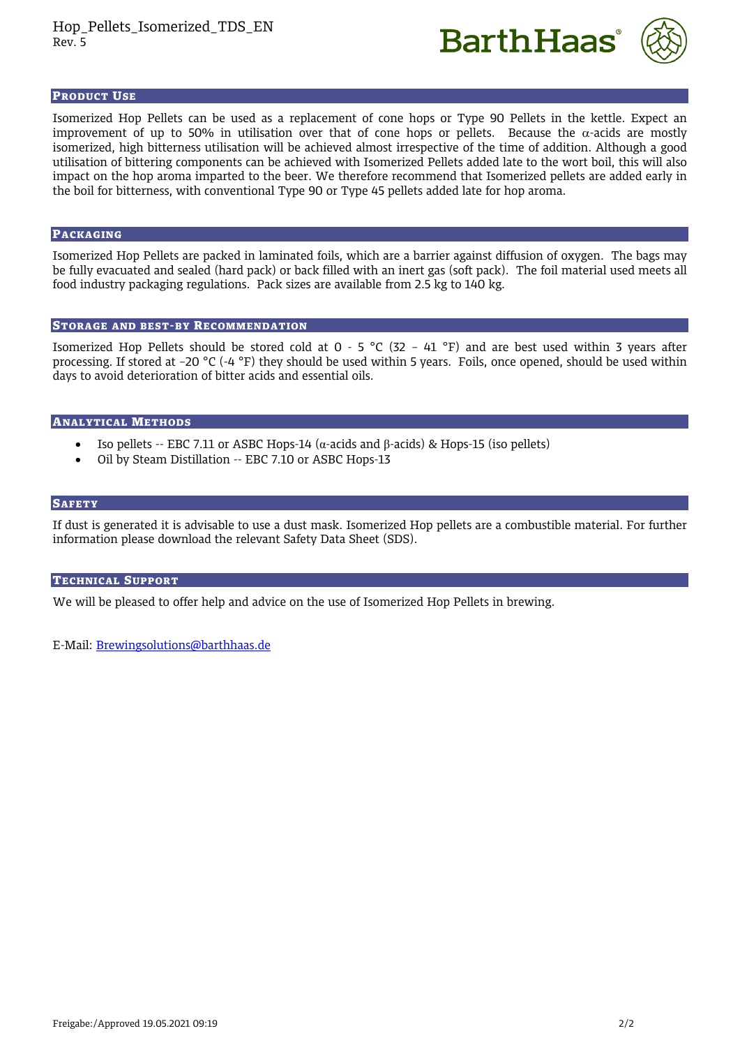## Product Use

Isomerized Hop Pellets can be used as a replacement of cone hops or Type 90 Pellets in the kettle. Expect an improvement of up to 50% in utilisation over that of cone hops or pellets. Because the α-acids are mostly isomerized, high bitterness utilisation will be achieved almost irrespective of the time of addition. Although a good utilisation of bittering components can be achieved with Isomerized Pellets added late to the wort boil, this will also impact on the hop aroma imparted to the beer. We therefore recommend that Isomerized pellets are added early in the boil for bitterness, with conventional Type 90 or Type 45 pellets added late for hop aroma.

## Packaging

Isomerized Hop Pellets are packed in laminated foils, which are a barrier against diffusion of oxygen. The bags may be fully evacuated and sealed (hard pack) or back filled with an inert gas (soft pack). The foil material used meets all food industry packaging regulations. Pack sizes are available from 2.5 kg to 140 kg.

## Storage and best-by Recommendation

Isomerized Hop Pellets should be stored cold at 0 - 5 °C (32 – 41 °F) and are best used within 3 years after processing. If stored at -20 °C (-4 °F) they should be used within 5 years. Foils, once opened, should be used within days to avoid deterioration of bitter acids and essential oils.

## Analytical Methods

- Iso pellets -- EBC 7.11 or ASBC Hops-14 (α-acids and β-acids) & Hops-15 (iso pellets)
- Oil by Steam Distillation -- EBC 7.10 or ASBC Hops-13

## Safety

If dust is generated it is advisable to use a dust mask. Isomerized Hop pellets are a combustible material. For further information please download the relevant Safety Data Sheet (SDS).

## Technical Support

We will be pleased to offer help and advice on the use of Isomerized Hop Pellets in brewing.

E-Mail: Brewingsolutions@barthhaas.de

Freigabe:/Approved 19.05.2021 09:19